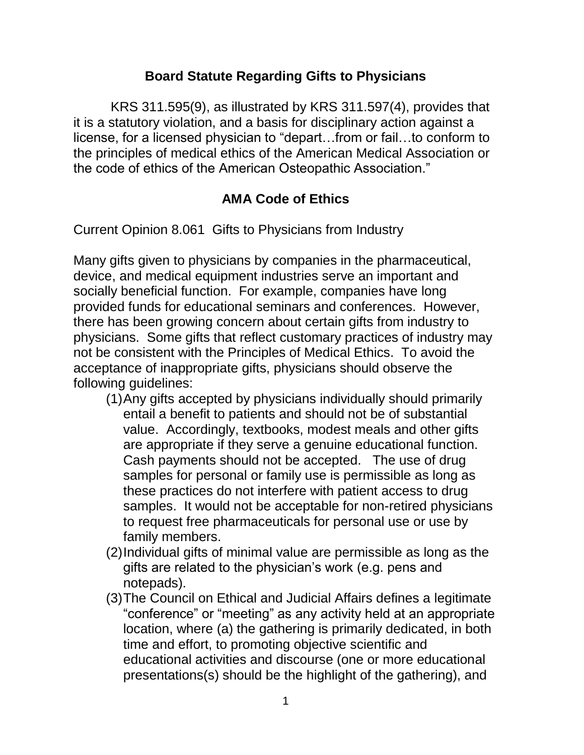## Board Statute Regarding Gifts to Physicians

KRS 311.595(9), as illustrated by KRS 311.597(4), provides that it is a statutory violation, and a basis for disciplinary action against a license, for a licensed physician to "depart…from or fail…to conform to the principles of medical ethics of the American Medical Association or the code of ethics of the American Osteopathic Association."

## AMA Code of Ethics

Current Opinion 8.061 Gifts to Physicians from Industry

Many gifts given to physicians by companies in the pharmaceutical, device, and medical equipment industries serve an important and socially beneficial function. For example, companies have long provided funds for educational seminars and conferences. However, there has been growing concern about certain gifts from industry to physicians. Some gifts that reflect customary practices of industry may not be consistent with the Principles of Medical Ethics. To avoid the acceptance of inappropriate gifts, physicians should observe the following guidelines:

1. Any gifts accepted by physicians individually should primarily entail a benefit to patients and should not be of substantial value. Accordingly, textbooks, modest meals and other gifts are appropriate if they serve a genuine educational function. Cash payments should not be accepted. The use of drug samples for personal or family use is permissible as long as these practices do not interfere with patient access to drug samples. It would not be acceptable for non-retired physicians to request free pharmaceuticals for personal use or use by family members.
2. Individual gifts of minimal value are permissible as long as the gifts are related to the physician's work (e.g. pens and notepads).
3. The Council on Ethical and Judicial Affairs defines a legitimate "conference" or "meeting" as any activity held at an appropriate location, where (a) the gathering is primarily dedicated, in both time and effort, to promoting objective scientific and educational activities and discourse (one or more educational presentations(s) should be the highlight of the gathering), and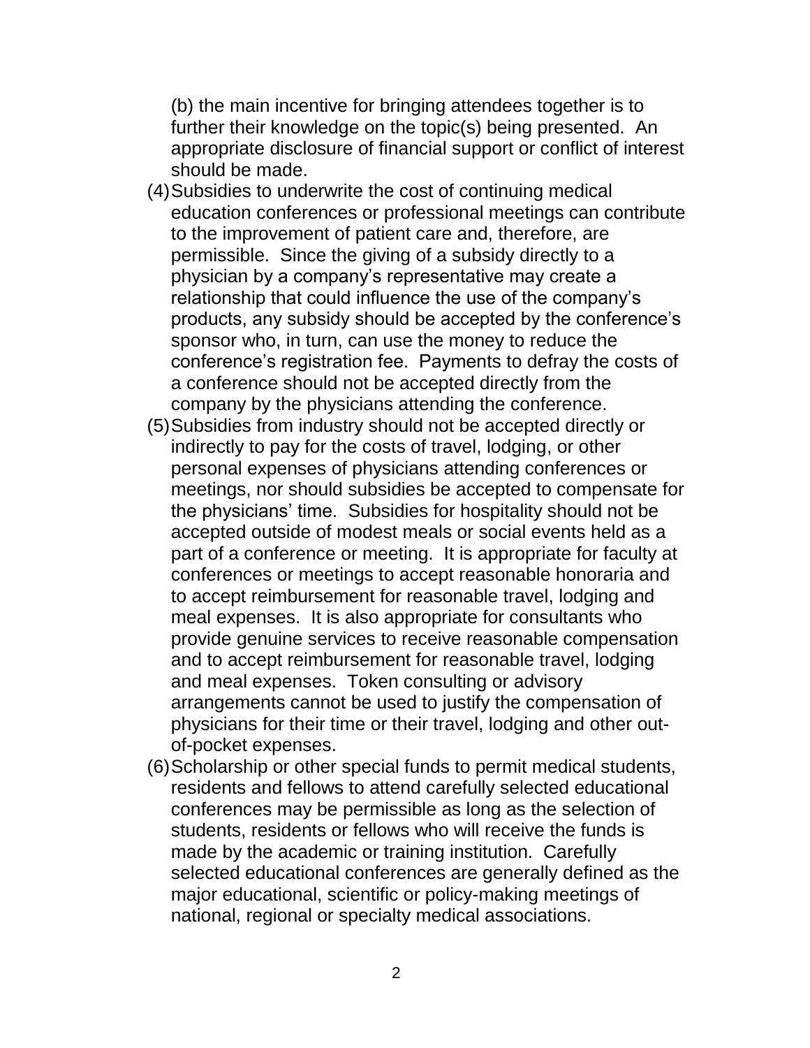(b) the main incentive for bringing attendees together is to further their knowledge on the topic(s) being presented. An appropriate disclosure of financial support or conflict of interest should be made.

(4) Subsidies to underwrite the cost of continuing medical education conferences or professional meetings can contribute to the improvement of patient care and, therefore, are permissible. Since the giving of a subsidy directly to a physician by a company's representative may create a relationship that could influence the use of the company's products, any subsidy should be accepted by the conference's sponsor who, in turn, can use the money to reduce the conference's registration fee. Payments to defray the costs of a conference should not be accepted directly from the company by the physicians attending the conference.

(5) Subsidies from industry should not be accepted directly or indirectly to pay for the costs of travel, lodging, or other personal expenses of physicians attending conferences or meetings, nor should subsidies be accepted to compensate for the physicians' time. Subsidies for hospitality should not be accepted outside of modest meals or social events held as a part of a conference or meeting. It is appropriate for faculty at conferences or meetings to accept reasonable honoraria and to accept reimbursement for reasonable travel, lodging and meal expenses. It is also appropriate for consultants who provide genuine services to receive reasonable compensation and to accept reimbursement for reasonable travel, lodging and meal expenses. Token consulting or advisory arrangements cannot be used to justify the compensation of physicians for their time or their travel, lodging and other out-of-pocket expenses.

(6) Scholarship or other special funds to permit medical students, residents and fellows to attend carefully selected educational conferences may be permissible as long as the selection of students, residents or fellows who will receive the funds is made by the academic or training institution. Carefully selected educational conferences are generally defined as the major educational, scientific or policy-making meetings of national, regional or specialty medical associations.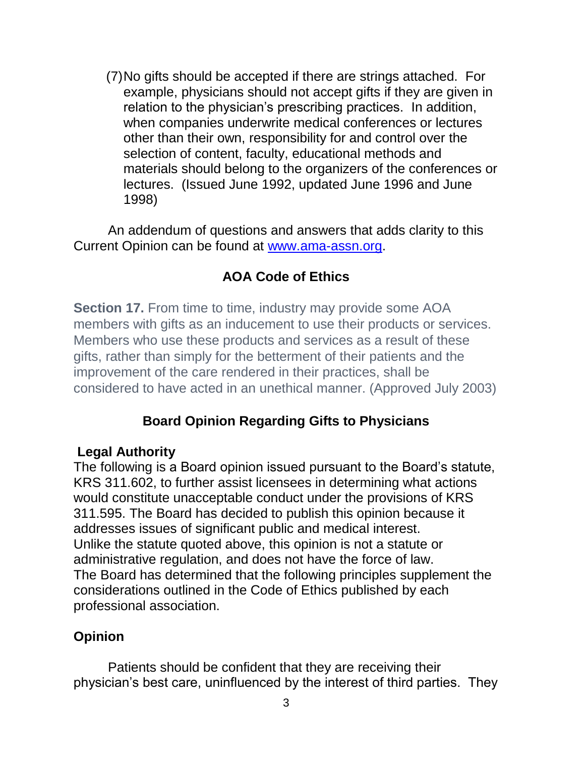(7) No gifts should be accepted if there are strings attached. For example, physicians should not accept gifts if they are given in relation to the physician's prescribing practices. In addition, when companies underwrite medical conferences or lectures other than their own, responsibility for and control over the selection of content, faculty, educational methods and materials should belong to the organizers of the conferences or lectures. (Issued June 1992, updated June 1996 and June 1998)

An addendum of questions and answers that adds clarity to this Current Opinion can be found at [www.ama-assn.org](http://www.ama-assn.org).

## AOA Code of Ethics

**Section 17.** From time to time, industry may provide some AOA members with gifts as an inducement to use their products or services. Members who use these products and services as a result of these gifts, rather than simply for the betterment of their patients and the improvement of the care rendered in their practices, shall be considered to have acted in an unethical manner. (Approved July 2003)

## Board Opinion Regarding Gifts to Physicians

### Legal Authority

The following is a Board opinion issued pursuant to the Board's statute, KRS 311.602, to further assist licensees in determining what actions would constitute unacceptable conduct under the provisions of KRS 311.595. The Board has decided to publish this opinion because it addresses issues of significant public and medical interest.
Unlike the statute quoted above, this opinion is not a statute or administrative regulation, and does not have the force of law.
The Board has determined that the following principles supplement the considerations outlined in the Code of Ethics published by each professional association.

### Opinion

Patients should be confident that they are receiving their physician's best care, uninfluenced by the interest of third parties. They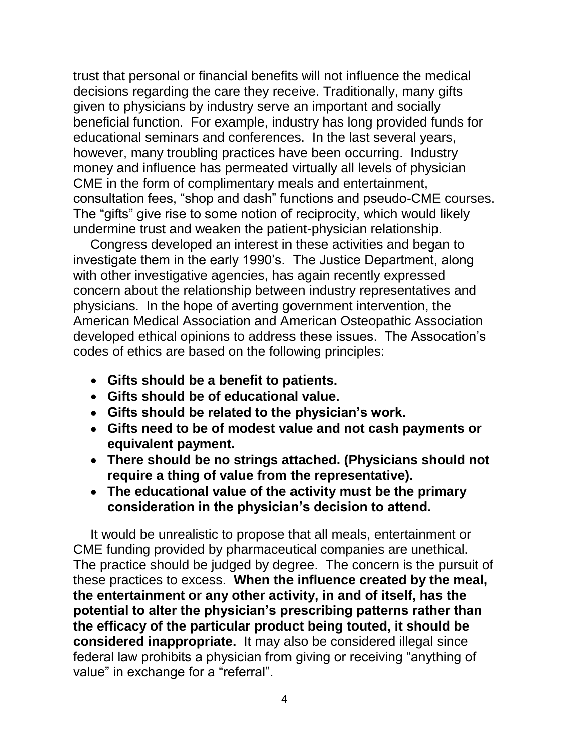trust that personal or financial benefits will not influence the medical decisions regarding the care they receive. Traditionally, many gifts given to physicians by industry serve an important and socially beneficial function. For example, industry has long provided funds for educational seminars and conferences. In the last several years, however, many troubling practices have been occurring. Industry money and influence has permeated virtually all levels of physician CME in the form of complimentary meals and entertainment, consultation fees, "shop and dash" functions and pseudo-CME courses. The "gifts" give rise to some notion of reciprocity, which would likely undermine trust and weaken the patient-physician relationship.

Congress developed an interest in these activities and began to investigate them in the early 1990's. The Justice Department, along with other investigative agencies, has again recently expressed concern about the relationship between industry representatives and physicians. In the hope of averting government intervention, the American Medical Association and American Osteopathic Association developed ethical opinions to address these issues. The Assocation's codes of ethics are based on the following principles:

- **Gifts should be a benefit to patients.**
- **Gifts should be of educational value.**
- **Gifts should be related to the physician's work.**
- **Gifts need to be of modest value and not cash payments or equivalent payment.**
- **There should be no strings attached. (Physicians should not require a thing of value from the representative).**
- **The educational value of the activity must be the primary consideration in the physician's decision to attend.**

It would be unrealistic to propose that all meals, entertainment or CME funding provided by pharmaceutical companies are unethical. The practice should be judged by degree. The concern is the pursuit of these practices to excess. **When the influence created by the meal, the entertainment or any other activity, in and of itself, has the potential to alter the physician's prescribing patterns rather than the efficacy of the particular product being touted, it should be considered inappropriate.** It may also be considered illegal since federal law prohibits a physician from giving or receiving "anything of value" in exchange for a "referral".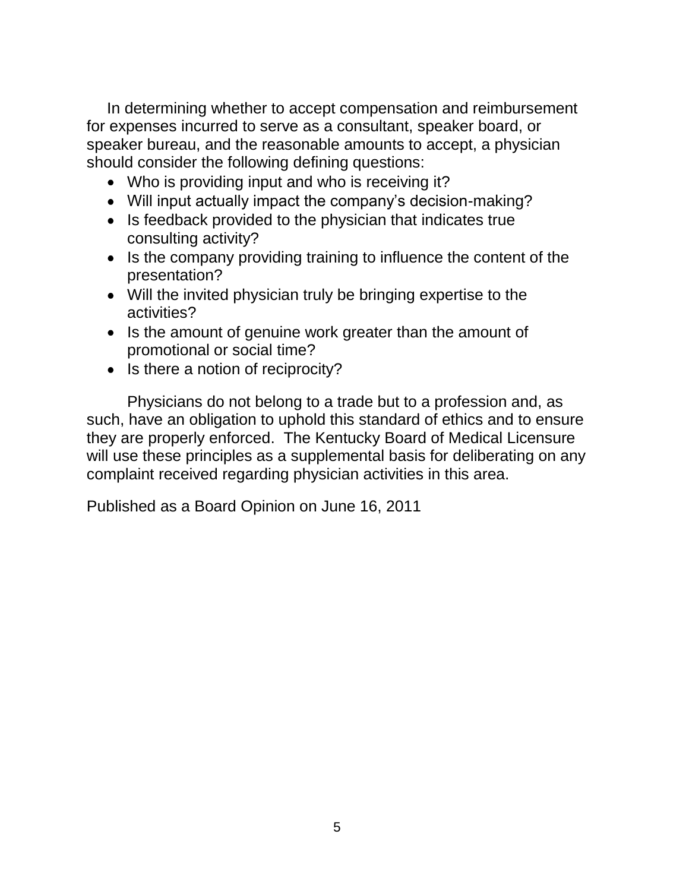In determining whether to accept compensation and reimbursement for expenses incurred to serve as a consultant, speaker board, or speaker bureau, and the reasonable amounts to accept, a physician should consider the following defining questions:

- Who is providing input and who is receiving it?
- Will input actually impact the company's decision-making?
- Is feedback provided to the physician that indicates true consulting activity?
- Is the company providing training to influence the content of the presentation?
- Will the invited physician truly be bringing expertise to the activities?
- Is the amount of genuine work greater than the amount of promotional or social time?
- Is there a notion of reciprocity?

Physicians do not belong to a trade but to a profession and, as such, have an obligation to uphold this standard of ethics and to ensure they are properly enforced. The Kentucky Board of Medical Licensure will use these principles as a supplemental basis for deliberating on any complaint received regarding physician activities in this area.

Published as a Board Opinion on June 16, 2011